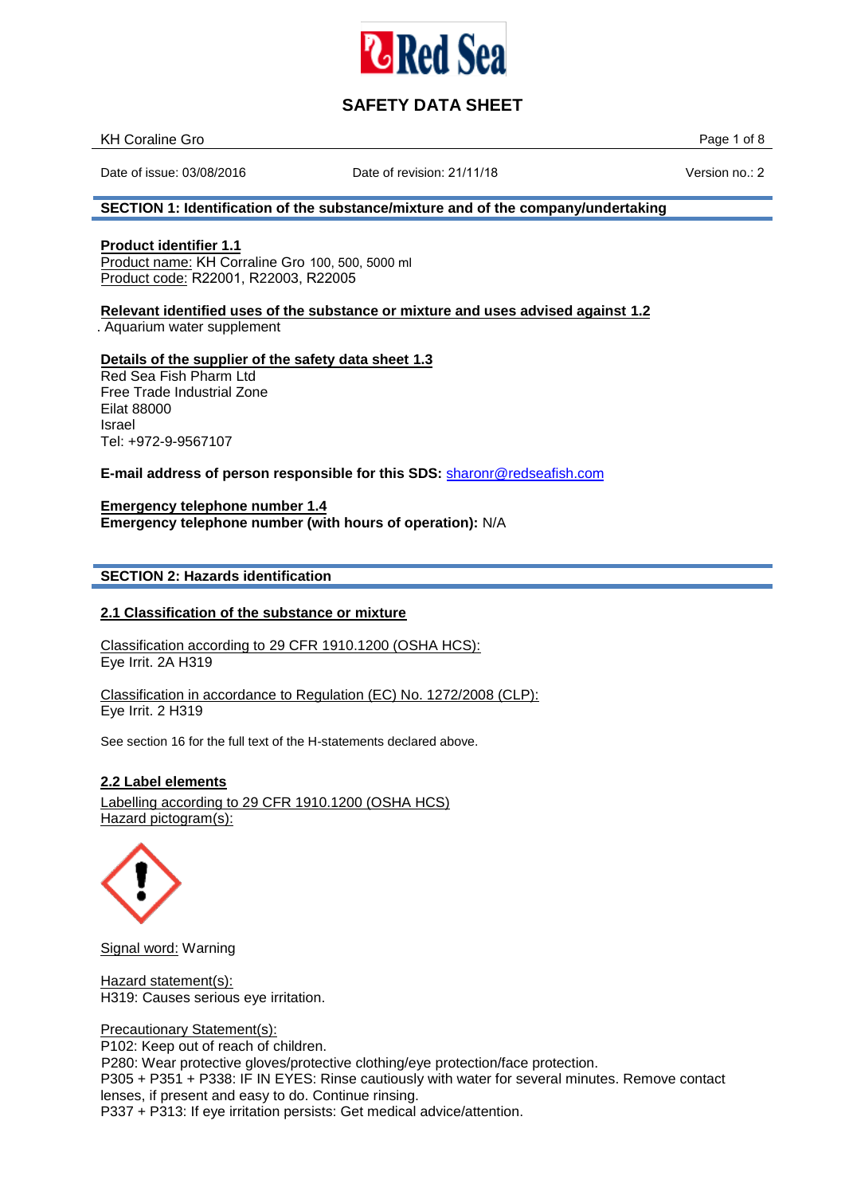# SAFETY DATA SHEET

KH Coraline Gro

Date of issue: 03/08/2016 | Date of revision: 21/11/18 | Version no.: 2

## SECTION 1: Identification of the substance/mixture and of the company/undertaking

**Product identifier 1.1**

Product name: KH Corraline Gro 100, 500, 5000 ml
Product code: R22001, R22003, R22005

**Relevant identified uses of the substance or mixture and uses advised against 1.2**

. Aquarium water supplement

**Details of the supplier of the safety data sheet 1.3**

Red Sea Fish Pharm Ltd
Free Trade Industrial Zone
Eilat 88000
Israel
Tel: +972-9-9567107

**E-mail address of person responsible for this SDS:** sharonr@redseafish.com

**Emergency telephone number 1.4**

**Emergency telephone number (with hours of operation):** N/A

## SECTION 2: Hazards identification

### 2.1 Classification of the substance or mixture

Classification according to 29 CFR 1910.1200 (OSHA HCS):
Eye Irrit. 2A H319

Classification in accordance to Regulation (EC) No. 1272/2008 (CLP):
Eye Irrit. 2 H319

See section 16 for the full text of the H-statements declared above.

### 2.2 Label elements

Labelling according to 29 CFR 1910.1200 (OSHA HCS)
Hazard pictogram(s):

Signal word: Warning

Hazard statement(s):
H319: Causes serious eye irritation.

Precautionary Statement(s):
P102: Keep out of reach of children.
P280: Wear protective gloves/protective clothing/eye protection/face protection.
P305 + P351 + P338: IF IN EYES: Rinse cautiously with water for several minutes. Remove contact lenses, if present and easy to do. Continue rinsing.
P337 + P313: If eye irritation persists: Get medical advice/attention.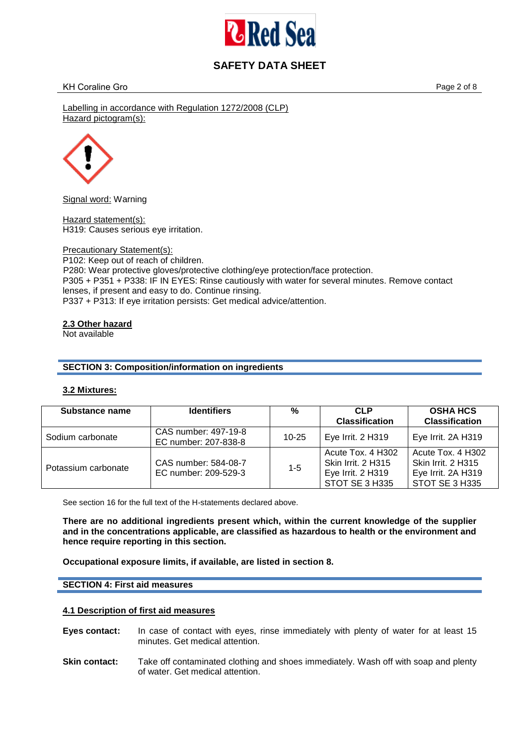Labelling in accordance with Regulation 1272/2008 (CLP)
Hazard pictogram(s):

Signal word: Warning

Hazard statement(s):
H319: Causes serious eye irritation.

Precautionary Statement(s):
P102: Keep out of reach of children.
P280: Wear protective gloves/protective clothing/eye protection/face protection.
P305 + P351 + P338: IF IN EYES: Rinse cautiously with water for several minutes. Remove contact lenses, if present and easy to do. Continue rinsing.
P337 + P313: If eye irritation persists: Get medical advice/attention.

### 2.3 Other hazard

Not available

## SECTION 3: Composition/information on ingredients

### 3.2 Mixtures:

| Substance name | Identifiers | % | CLP Classification | OSHA HCS Classification |
|---|---|---|---|---|
| Sodium carbonate | CAS number: 497-19-8<br>EC number: 207-838-8 | 10-25 | Eye Irrit. 2 H319 | Eye Irrit. 2A H319 |
| Potassium carbonate | CAS number: 584-08-7<br>EC number: 209-529-3 | 1-5 | Acute Tox. 4 H302<br>Skin Irrit. 2 H315<br>Eye Irrit. 2 H319<br>STOT SE 3 H335 | Acute Tox. 4 H302<br>Skin Irrit. 2 H315<br>Eye Irrit. 2A H319<br>STOT SE 3 H335 |

See section 16 for the full text of the H-statements declared above.

**There are no additional ingredients present which, within the current knowledge of the supplier and in the concentrations applicable, are classified as hazardous to health or the environment and hence require reporting in this section.**

**Occupational exposure limits, if available, are listed in section 8.**

## SECTION 4: First aid measures

### 4.1 Description of first aid measures

**Eyes contact:** In case of contact with eyes, rinse immediately with plenty of water for at least 15 minutes. Get medical attention.

**Skin contact:** Take off contaminated clothing and shoes immediately. Wash off with soap and plenty of water. Get medical attention.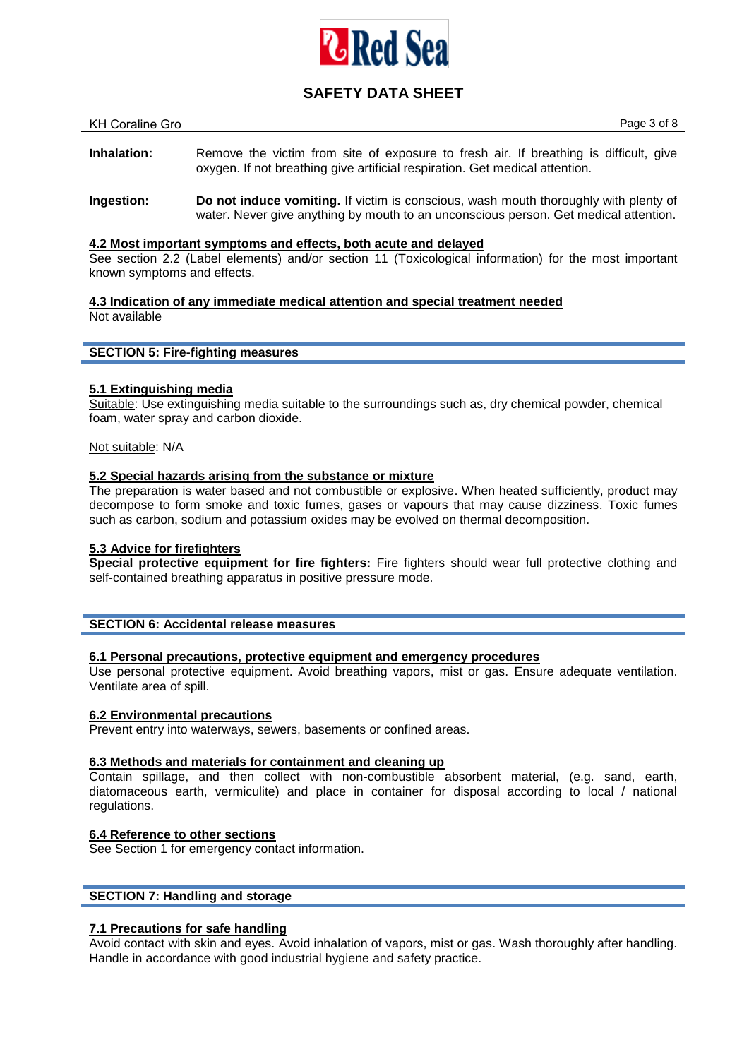**Inhalation:** Remove the victim from site of exposure to fresh air. If breathing is difficult, give oxygen. If not breathing give artificial respiration. Get medical attention.

**Ingestion:** **Do not induce vomiting.** If victim is conscious, wash mouth thoroughly with plenty of water. Never give anything by mouth to an unconscious person. Get medical attention.

### 4.2 Most important symptoms and effects, both acute and delayed

See section 2.2 (Label elements) and/or section 11 (Toxicological information) for the most important known symptoms and effects.

### 4.3 Indication of any immediate medical attention and special treatment needed

Not available

## SECTION 5: Fire-fighting measures

### 5.1 Extinguishing media

Suitable: Use extinguishing media suitable to the surroundings such as, dry chemical powder, chemical foam, water spray and carbon dioxide.

Not suitable: N/A

### 5.2 Special hazards arising from the substance or mixture

The preparation is water based and not combustible or explosive. When heated sufficiently, product may decompose to form smoke and toxic fumes, gases or vapours that may cause dizziness. Toxic fumes such as carbon, sodium and potassium oxides may be evolved on thermal decomposition.

### 5.3 Advice for firefighters

**Special protective equipment for fire fighters:** Fire fighters should wear full protective clothing and self-contained breathing apparatus in positive pressure mode.

## SECTION 6: Accidental release measures

### 6.1 Personal precautions, protective equipment and emergency procedures

Use personal protective equipment. Avoid breathing vapors, mist or gas. Ensure adequate ventilation. Ventilate area of spill.

### 6.2 Environmental precautions

Prevent entry into waterways, sewers, basements or confined areas.

### 6.3 Methods and materials for containment and cleaning up

Contain spillage, and then collect with non-combustible absorbent material, (e.g. sand, earth, diatomaceous earth, vermiculite) and place in container for disposal according to local / national regulations.

### 6.4 Reference to other sections

See Section 1 for emergency contact information.

## SECTION 7: Handling and storage

### 7.1 Precautions for safe handling

Avoid contact with skin and eyes. Avoid inhalation of vapors, mist or gas. Wash thoroughly after handling. Handle in accordance with good industrial hygiene and safety practice.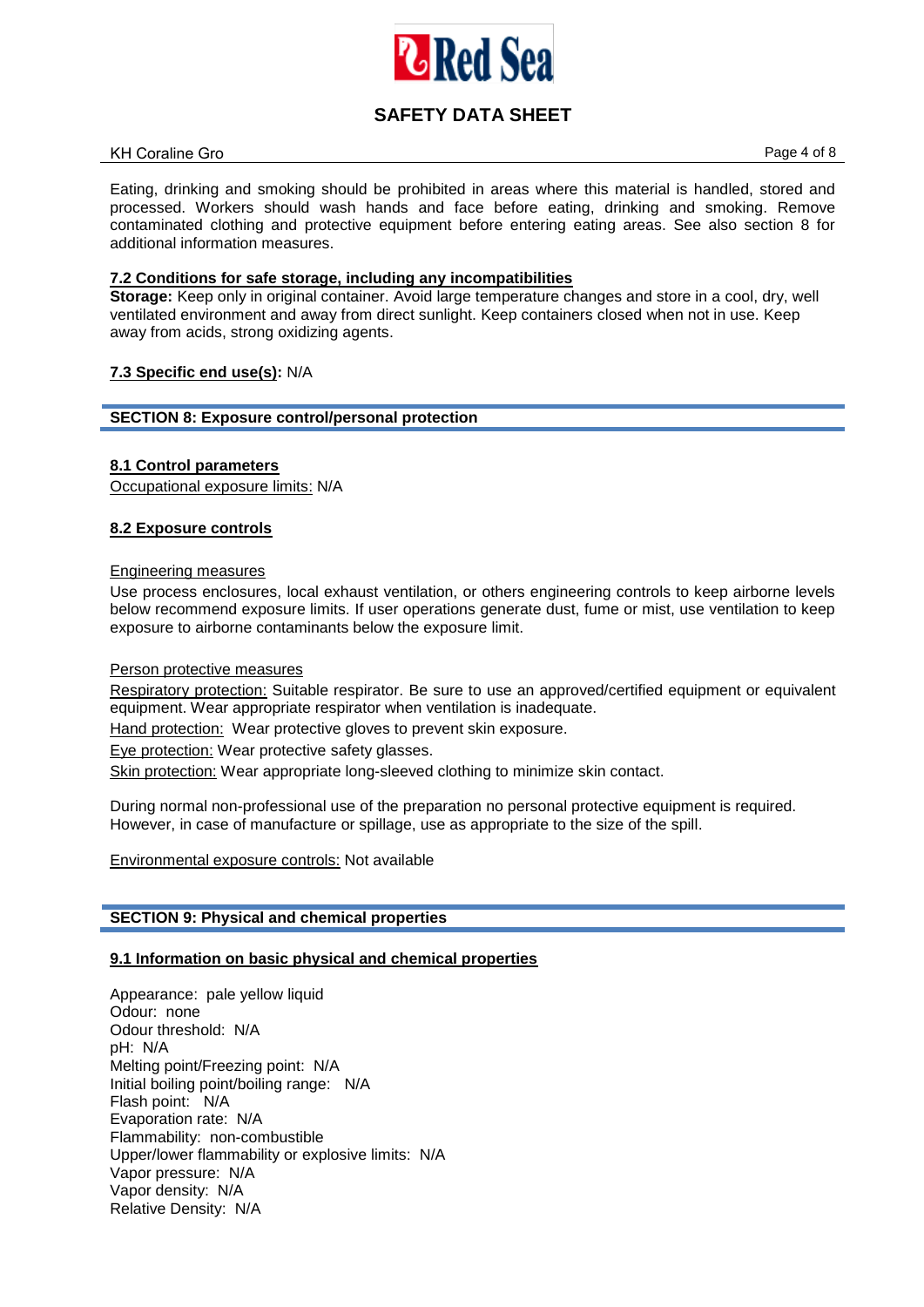Eating, drinking and smoking should be prohibited in areas where this material is handled, stored and processed. Workers should wash hands and face before eating, drinking and smoking. Remove contaminated clothing and protective equipment before entering eating areas. See also section 8 for additional information measures.

### 7.2 Conditions for safe storage, including any incompatibilities

**Storage:** Keep only in original container. Avoid large temperature changes and store in a cool, dry, well ventilated environment and away from direct sunlight. Keep containers closed when not in use. Keep away from acids, strong oxidizing agents.

**7.3 Specific end use(s):** N/A

## SECTION 8: Exposure control/personal protection

### 8.1 Control parameters

Occupational exposure limits: N/A

### 8.2 Exposure controls

Engineering measures

Use process enclosures, local exhaust ventilation, or others engineering controls to keep airborne levels below recommend exposure limits. If user operations generate dust, fume or mist, use ventilation to keep exposure to airborne contaminants below the exposure limit.

Person protective measures

Respiratory protection: Suitable respirator. Be sure to use an approved/certified equipment or equivalent equipment. Wear appropriate respirator when ventilation is inadequate.

Hand protection: Wear protective gloves to prevent skin exposure.

Eye protection: Wear protective safety glasses.

Skin protection: Wear appropriate long-sleeved clothing to minimize skin contact.

During normal non-professional use of the preparation no personal protective equipment is required. However, in case of manufacture or spillage, use as appropriate to the size of the spill.

Environmental exposure controls: Not available

## SECTION 9: Physical and chemical properties

### 9.1 Information on basic physical and chemical properties

Appearance: pale yellow liquid
Odour: none
Odour threshold: N/A
pH: N/A
Melting point/Freezing point: N/A
Initial boiling point/boiling range: N/A
Flash point: N/A
Evaporation rate: N/A
Flammability: non-combustible
Upper/lower flammability or explosive limits: N/A
Vapor pressure: N/A
Vapor density: N/A
Relative Density: N/A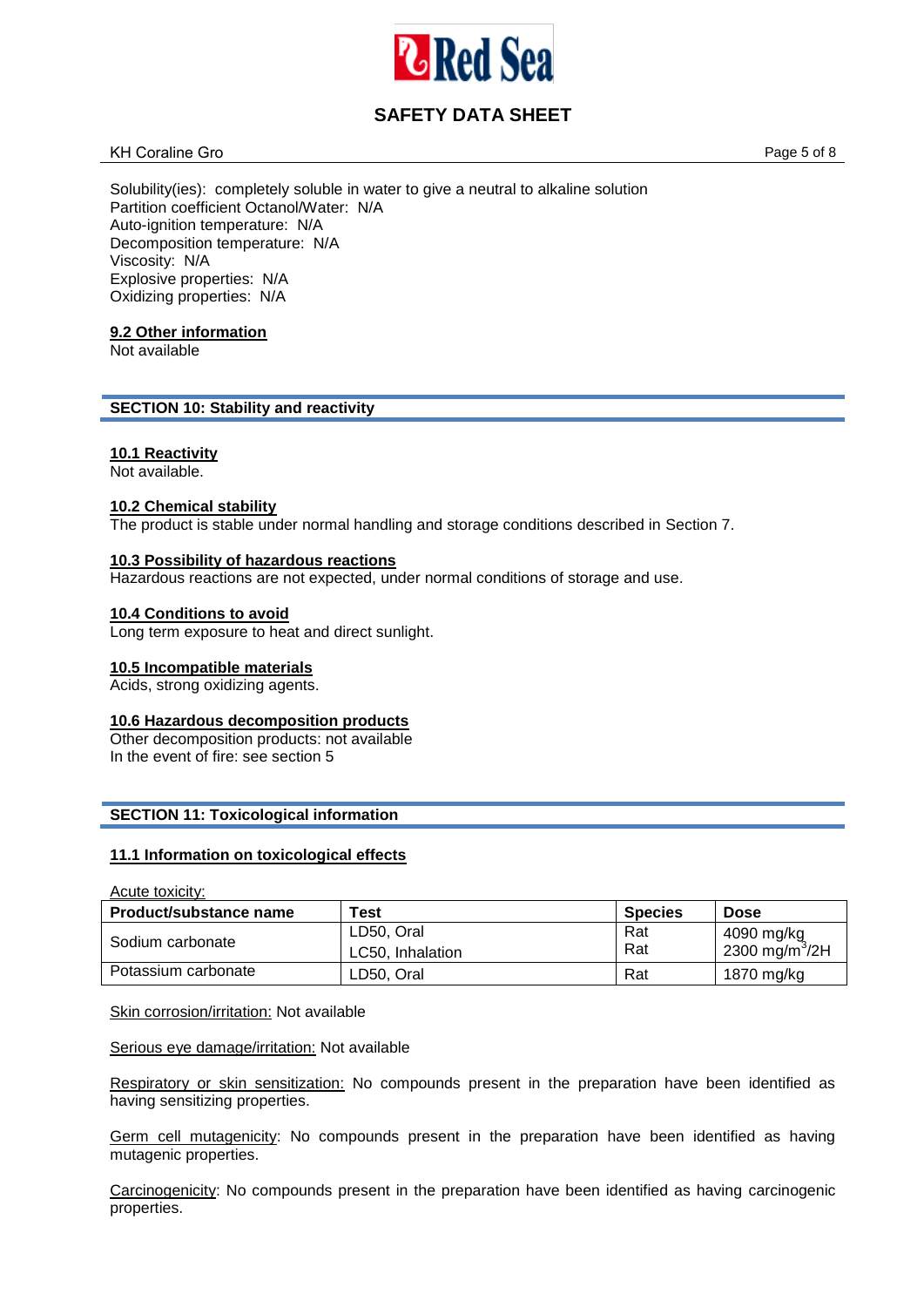Solubility(ies): completely soluble in water to give a neutral to alkaline solution
Partition coefficient Octanol/Water: N/A
Auto-ignition temperature: N/A
Decomposition temperature: N/A
Viscosity: N/A
Explosive properties: N/A
Oxidizing properties: N/A

### 9.2 Other information

Not available

## SECTION 10: Stability and reactivity

### 10.1 Reactivity

Not available.

### 10.2 Chemical stability

The product is stable under normal handling and storage conditions described in Section 7.

### 10.3 Possibility of hazardous reactions

Hazardous reactions are not expected, under normal conditions of storage and use.

### 10.4 Conditions to avoid

Long term exposure to heat and direct sunlight.

### 10.5 Incompatible materials

Acids, strong oxidizing agents.

### 10.6 Hazardous decomposition products

Other decomposition products: not available
In the event of fire: see section 5

## SECTION 11: Toxicological information

### 11.1 Information on toxicological effects

Acute toxicity:

| Product/substance name | Test | Species | Dose |
|---|---|---|---|
| Sodium carbonate | LD50, Oral<br>LC50, Inhalation | Rat<br>Rat | 4090 mg/kg<br>2300 $mg/m^3$/2H |
| Potassium carbonate | LD50, Oral | Rat | 1870 mg/kg |

Skin corrosion/irritation: Not available

Serious eye damage/irritation: Not available

Respiratory or skin sensitization: No compounds present in the preparation have been identified as having sensitizing properties.

Germ cell mutagenicity: No compounds present in the preparation have been identified as having mutagenic properties.

Carcinogenicity: No compounds present in the preparation have been identified as having carcinogenic properties.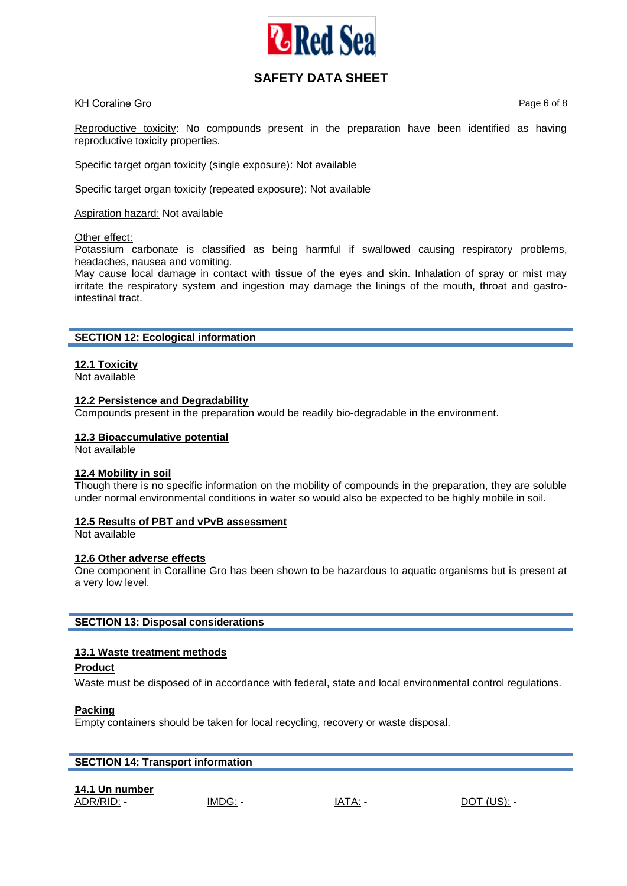Reproductive toxicity: No compounds present in the preparation have been identified as having reproductive toxicity properties.

Specific target organ toxicity (single exposure): Not available

Specific target organ toxicity (repeated exposure): Not available

Aspiration hazard: Not available

Other effect:
Potassium carbonate is classified as being harmful if swallowed causing respiratory problems, headaches, nausea and vomiting.
May cause local damage in contact with tissue of the eyes and skin. Inhalation of spray or mist may irritate the respiratory system and ingestion may damage the linings of the mouth, throat and gastro-intestinal tract.

## SECTION 12: Ecological information

### 12.1 Toxicity

Not available

### 12.2 Persistence and Degradability

Compounds present in the preparation would be readily bio-degradable in the environment.

### 12.3 Bioaccumulative potential

Not available

### 12.4 Mobility in soil

Though there is no specific information on the mobility of compounds in the preparation, they are soluble under normal environmental conditions in water so would also be expected to be highly mobile in soil.

### 12.5 Results of PBT and vPvB assessment

Not available

### 12.6 Other adverse effects

One component in Coralline Gro has been shown to be hazardous to aquatic organisms but is present at a very low level.

## SECTION 13: Disposal considerations

### 13.1 Waste treatment methods

**Product**

Waste must be disposed of in accordance with federal, state and local environmental control regulations.

**Packing**

Empty containers should be taken for local recycling, recovery or waste disposal.

## SECTION 14: Transport information

### 14.1 Un number

ADR/RID: - IMDG: - IATA: - DOT (US): -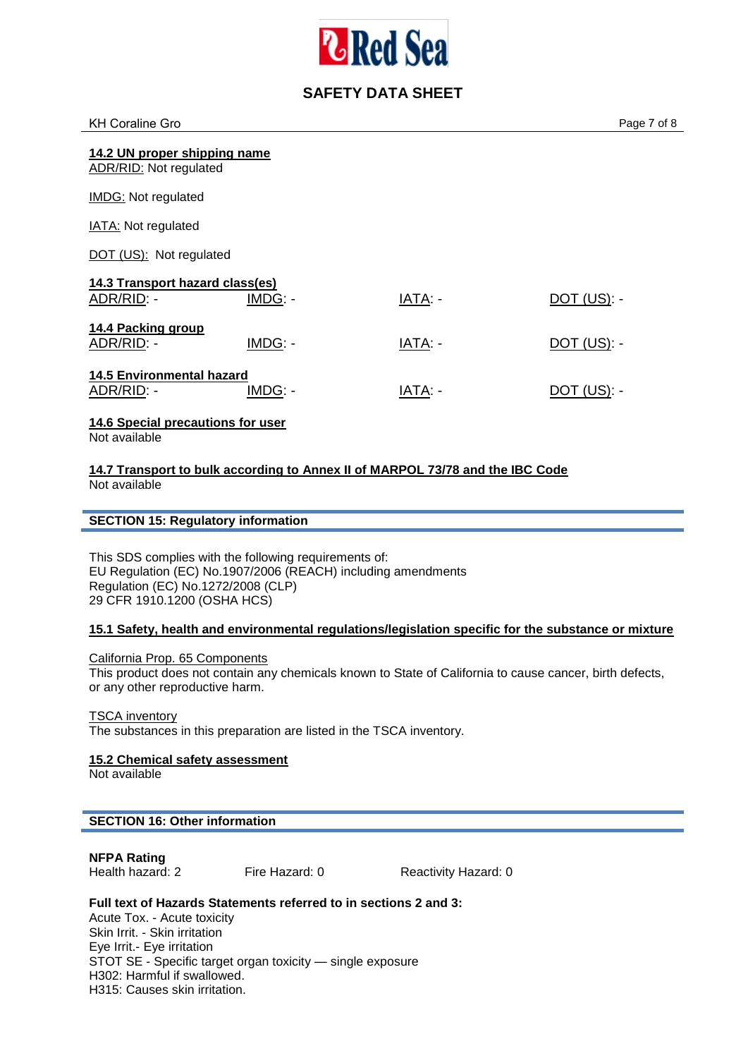**14.2 UN proper shipping name**
ADR/RID: Not regulated

IMDG: Not regulated

IATA: Not regulated

DOT (US): Not regulated

**14.3 Transport hazard class(es)**

| ADR/RID: - | IMDG: - | IATA: - | DOT (US): - |
|---|---|---|---|

**14.4 Packing group**

| ADR/RID: - | IMDG: - | IATA: - | DOT (US): - |
|---|---|---|---|

**14.5 Environmental hazard**

| ADR/RID: - | IMDG: - | IATA: - | DOT (US): - |
|---|---|---|---|

**14.6 Special precautions for user**
Not available

**14.7 Transport to bulk according to Annex II of MARPOL 73/78 and the IBC Code**
Not available

## SECTION 15: Regulatory information

This SDS complies with the following requirements of:
EU Regulation (EC) No.1907/2006 (REACH) including amendments
Regulation (EC) No.1272/2008 (CLP)
29 CFR 1910.1200 (OSHA HCS)

**15.1 Safety, health and environmental regulations/legislation specific for the substance or mixture**

California Prop. 65 Components
This product does not contain any chemicals known to State of California to cause cancer, birth defects, or any other reproductive harm.

TSCA inventory
The substances in this preparation are listed in the TSCA inventory.

**15.2 Chemical safety assessment**
Not available

## SECTION 16: Other information

**NFPA Rating**

| Health hazard: 2 | Fire Hazard: 0 | Reactivity Hazard: 0 |
|---|---|---|

**Full text of Hazards Statements referred to in sections 2 and 3:**
Acute Tox. - Acute toxicity
Skin Irrit. - Skin irritation
Eye Irrit.- Eye irritation
STOT SE - Specific target organ toxicity — single exposure
H302: Harmful if swallowed.
H315: Causes skin irritation.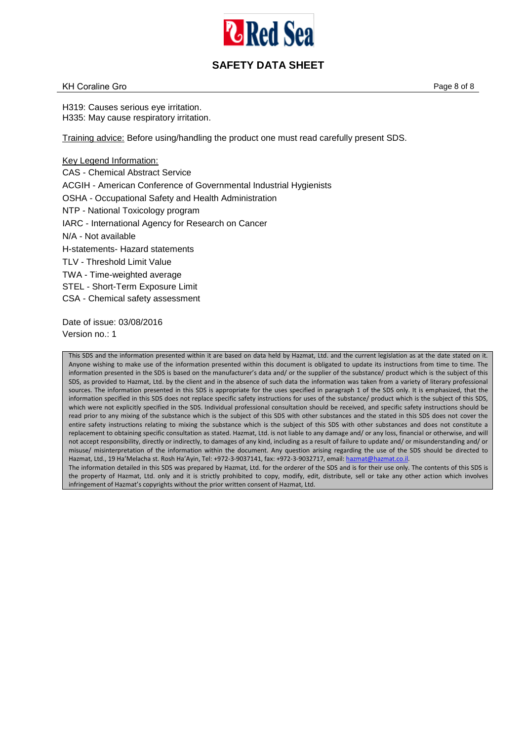H319: Causes serious eye irritation.
H335: May cause respiratory irritation.

Training advice: Before using/handling the product one must read carefully present SDS.

Key Legend Information:
CAS - Chemical Abstract Service
ACGIH - American Conference of Governmental Industrial Hygienists
OSHA - Occupational Safety and Health Administration
NTP - National Toxicology program
IARC - International Agency for Research on Cancer
N/A - Not available
H-statements- Hazard statements
TLV - Threshold Limit Value
TWA - Time-weighted average
STEL - Short-Term Exposure Limit
CSA - Chemical safety assessment

Date of issue: 03/08/2016
Version no.: 1

This SDS and the information presented within it are based on data held by Hazmat, Ltd. and the current legislation as at the date stated on it. Anyone wishing to make use of the information presented within this document is obligated to update its instructions from time to time. The information presented in the SDS is based on the manufacturer's data and/ or the supplier of the substance/ product which is the subject of this SDS, as provided to Hazmat, Ltd. by the client and in the absence of such data the information was taken from a variety of literary professional sources. The information presented in this SDS is appropriate for the uses specified in paragraph 1 of the SDS only. It is emphasized, that the information specified in this SDS does not replace specific safety instructions for uses of the substance/ product which is the subject of this SDS, which were not explicitly specified in the SDS. Individual professional consultation should be received, and specific safety instructions should be read prior to any mixing of the substance which is the subject of this SDS with other substances and the stated in this SDS does not cover the entire safety instructions relating to mixing the substance which is the subject of this SDS with other substances and does not constitute a replacement to obtaining specific consultation as stated. Hazmat, Ltd. is not liable to any damage and/ or any loss, financial or otherwise, and will not accept responsibility, directly or indirectly, to damages of any kind, including as a result of failure to update and/ or misunderstanding and/ or misuse/ misinterpretation of the information within the document. Any question arising regarding the use of the SDS should be directed to Hazmat, Ltd., 19 Ha'Melacha st. Rosh Ha'Ayin, Tel: +972-3-9037141, fax: +972-3-9032717, email: hazmat@hazmat.co.il.
The information detailed in this SDS was prepared by Hazmat, Ltd. for the orderer of the SDS and is for their use only. The contents of this SDS is the property of Hazmat, Ltd. only and it is strictly prohibited to copy, modify, edit, distribute, sell or take any other action which involves infringement of Hazmat's copyrights without the prior written consent of Hazmat, Ltd.